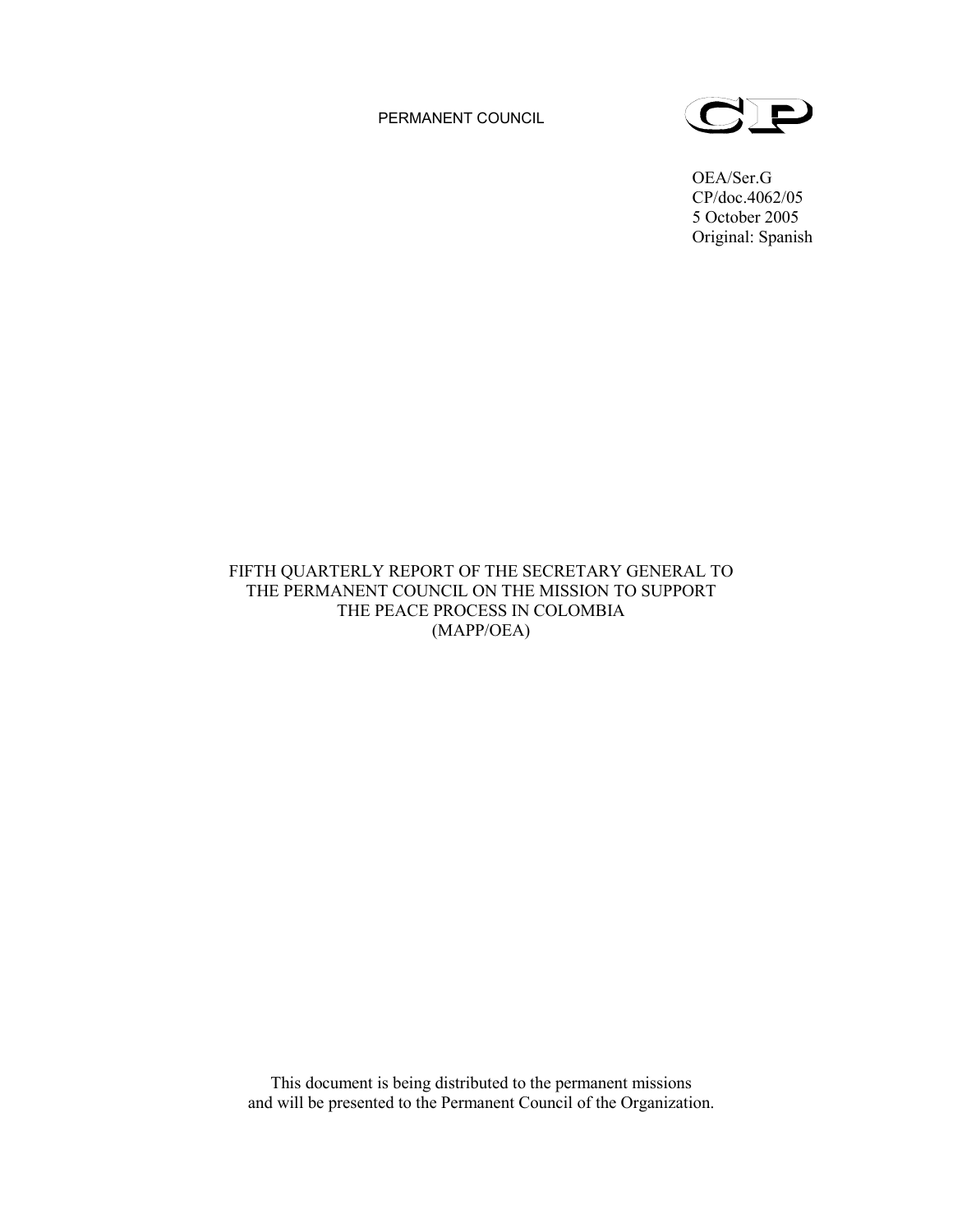PERMANENT COUNCIL

CP

OEA/Ser.G
CP/doc.4062/05
5 October 2005
Original: Spanish

FIFTH QUARTERLY REPORT OF THE SECRETARY GENERAL TO THE PERMANENT COUNCIL ON THE MISSION TO SUPPORT THE PEACE PROCESS IN COLOMBIA
(MAPP/OEA)

This document is being distributed to the permanent missions and will be presented to the Permanent Council of the Organization.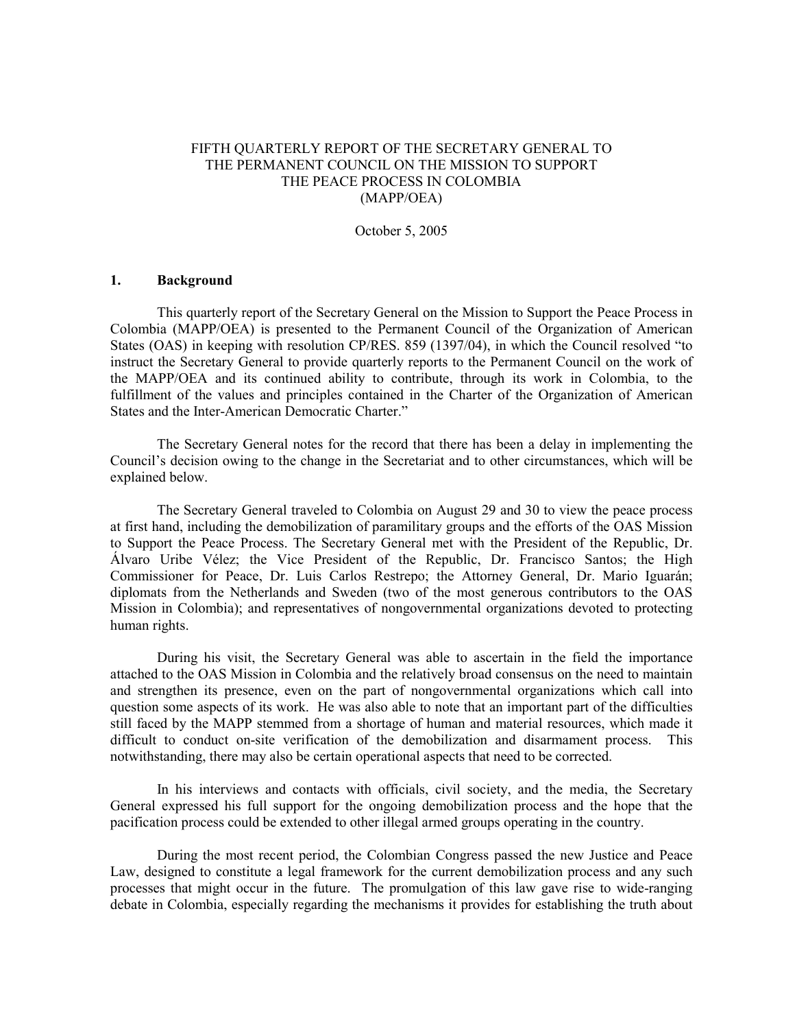FIFTH QUARTERLY REPORT OF THE SECRETARY GENERAL TO THE PERMANENT COUNCIL ON THE MISSION TO SUPPORT THE PEACE PROCESS IN COLOMBIA (MAPP/OEA)

October 5, 2005

## 1. Background

This quarterly report of the Secretary General on the Mission to Support the Peace Process in Colombia (MAPP/OEA) is presented to the Permanent Council of the Organization of American States (OAS) in keeping with resolution CP/RES. 859 (1397/04), in which the Council resolved "to instruct the Secretary General to provide quarterly reports to the Permanent Council on the work of the MAPP/OEA and its continued ability to contribute, through its work in Colombia, to the fulfillment of the values and principles contained in the Charter of the Organization of American States and the Inter-American Democratic Charter."

The Secretary General notes for the record that there has been a delay in implementing the Council's decision owing to the change in the Secretariat and to other circumstances, which will be explained below.

The Secretary General traveled to Colombia on August 29 and 30 to view the peace process at first hand, including the demobilization of paramilitary groups and the efforts of the OAS Mission to Support the Peace Process. The Secretary General met with the President of the Republic, Dr. Álvaro Uribe Vélez; the Vice President of the Republic, Dr. Francisco Santos; the High Commissioner for Peace, Dr. Luis Carlos Restrepo; the Attorney General, Dr. Mario Iguarán; diplomats from the Netherlands and Sweden (two of the most generous contributors to the OAS Mission in Colombia); and representatives of nongovernmental organizations devoted to protecting human rights.

During his visit, the Secretary General was able to ascertain in the field the importance attached to the OAS Mission in Colombia and the relatively broad consensus on the need to maintain and strengthen its presence, even on the part of nongovernmental organizations which call into question some aspects of its work. He was also able to note that an important part of the difficulties still faced by the MAPP stemmed from a shortage of human and material resources, which made it difficult to conduct on-site verification of the demobilization and disarmament process. This notwithstanding, there may also be certain operational aspects that need to be corrected.

In his interviews and contacts with officials, civil society, and the media, the Secretary General expressed his full support for the ongoing demobilization process and the hope that the pacification process could be extended to other illegal armed groups operating in the country.

During the most recent period, the Colombian Congress passed the new Justice and Peace Law, designed to constitute a legal framework for the current demobilization process and any such processes that might occur in the future. The promulgation of this law gave rise to wide-ranging debate in Colombia, especially regarding the mechanisms it provides for establishing the truth about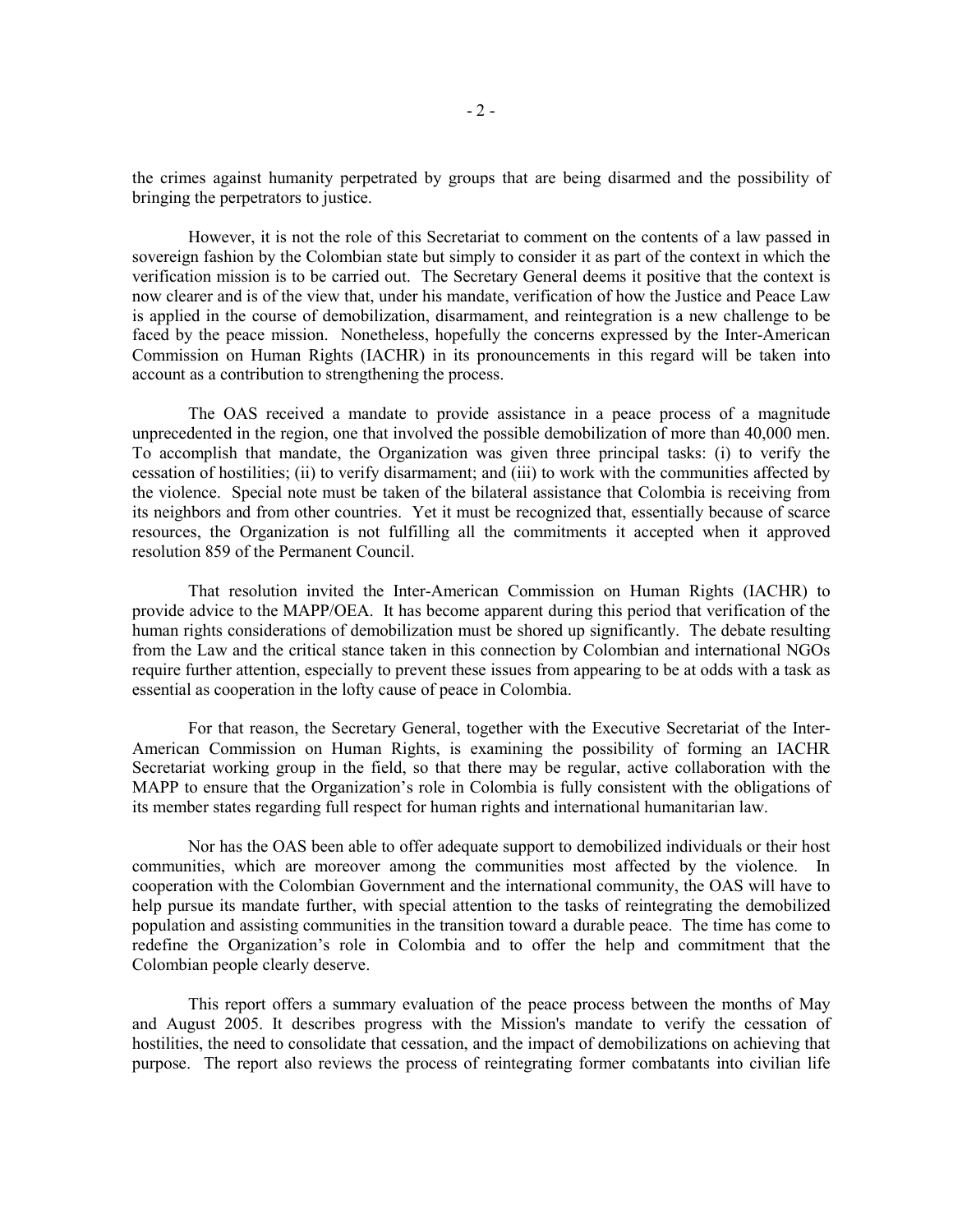the crimes against humanity perpetrated by groups that are being disarmed and the possibility of bringing the perpetrators to justice.

However, it is not the role of this Secretariat to comment on the contents of a law passed in sovereign fashion by the Colombian state but simply to consider it as part of the context in which the verification mission is to be carried out. The Secretary General deems it positive that the context is now clearer and is of the view that, under his mandate, verification of how the Justice and Peace Law is applied in the course of demobilization, disarmament, and reintegration is a new challenge to be faced by the peace mission. Nonetheless, hopefully the concerns expressed by the Inter-American Commission on Human Rights (IACHR) in its pronouncements in this regard will be taken into account as a contribution to strengthening the process.

The OAS received a mandate to provide assistance in a peace process of a magnitude unprecedented in the region, one that involved the possible demobilization of more than 40,000 men. To accomplish that mandate, the Organization was given three principal tasks: (i) to verify the cessation of hostilities; (ii) to verify disarmament; and (iii) to work with the communities affected by the violence. Special note must be taken of the bilateral assistance that Colombia is receiving from its neighbors and from other countries. Yet it must be recognized that, essentially because of scarce resources, the Organization is not fulfilling all the commitments it accepted when it approved resolution 859 of the Permanent Council.

That resolution invited the Inter-American Commission on Human Rights (IACHR) to provide advice to the MAPP/OEA. It has become apparent during this period that verification of the human rights considerations of demobilization must be shored up significantly. The debate resulting from the Law and the critical stance taken in this connection by Colombian and international NGOs require further attention, especially to prevent these issues from appearing to be at odds with a task as essential as cooperation in the lofty cause of peace in Colombia.

For that reason, the Secretary General, together with the Executive Secretariat of the Inter-American Commission on Human Rights, is examining the possibility of forming an IACHR Secretariat working group in the field, so that there may be regular, active collaboration with the MAPP to ensure that the Organization's role in Colombia is fully consistent with the obligations of its member states regarding full respect for human rights and international humanitarian law.

Nor has the OAS been able to offer adequate support to demobilized individuals or their host communities, which are moreover among the communities most affected by the violence. In cooperation with the Colombian Government and the international community, the OAS will have to help pursue its mandate further, with special attention to the tasks of reintegrating the demobilized population and assisting communities in the transition toward a durable peace. The time has come to redefine the Organization's role in Colombia and to offer the help and commitment that the Colombian people clearly deserve.

This report offers a summary evaluation of the peace process between the months of May and August 2005. It describes progress with the Mission's mandate to verify the cessation of hostilities, the need to consolidate that cessation, and the impact of demobilizations on achieving that purpose. The report also reviews the process of reintegrating former combatants into civilian life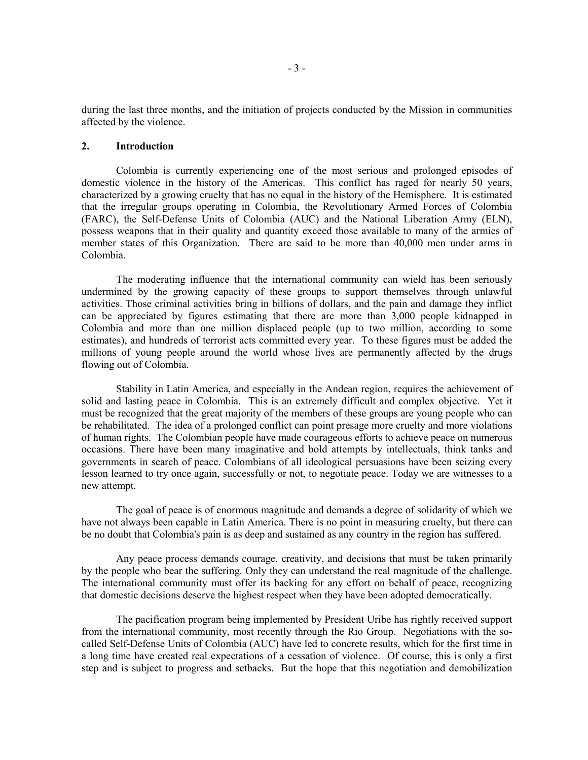during the last three months, and the initiation of projects conducted by the Mission in communities affected by the violence.

## 2. Introduction

Colombia is currently experiencing one of the most serious and prolonged episodes of domestic violence in the history of the Americas. This conflict has raged for nearly 50 years, characterized by a growing cruelty that has no equal in the history of the Hemisphere. It is estimated that the irregular groups operating in Colombia, the Revolutionary Armed Forces of Colombia (FARC), the Self-Defense Units of Colombia (AUC) and the National Liberation Army (ELN), possess weapons that in their quality and quantity exceed those available to many of the armies of member states of this Organization. There are said to be more than 40,000 men under arms in Colombia.

The moderating influence that the international community can wield has been seriously undermined by the growing capacity of these groups to support themselves through unlawful activities. Those criminal activities bring in billions of dollars, and the pain and damage they inflict can be appreciated by figures estimating that there are more than 3,000 people kidnapped in Colombia and more than one million displaced people (up to two million, according to some estimates), and hundreds of terrorist acts committed every year. To these figures must be added the millions of young people around the world whose lives are permanently affected by the drugs flowing out of Colombia.

Stability in Latin America, and especially in the Andean region, requires the achievement of solid and lasting peace in Colombia. This is an extremely difficult and complex objective. Yet it must be recognized that the great majority of the members of these groups are young people who can be rehabilitated. The idea of a prolonged conflict can point presage more cruelty and more violations of human rights. The Colombian people have made courageous efforts to achieve peace on numerous occasions. There have been many imaginative and bold attempts by intellectuals, think tanks and governments in search of peace. Colombians of all ideological persuasions have been seizing every lesson learned to try once again, successfully or not, to negotiate peace. Today we are witnesses to a new attempt.

The goal of peace is of enormous magnitude and demands a degree of solidarity of which we have not always been capable in Latin America. There is no point in measuring cruelty, but there can be no doubt that Colombia's pain is as deep and sustained as any country in the region has suffered.

Any peace process demands courage, creativity, and decisions that must be taken primarily by the people who bear the suffering. Only they can understand the real magnitude of the challenge. The international community must offer its backing for any effort on behalf of peace, recognizing that domestic decisions deserve the highest respect when they have been adopted democratically.

The pacification program being implemented by President Uribe has rightly received support from the international community, most recently through the Rio Group. Negotiations with the so-called Self-Defense Units of Colombia (AUC) have led to concrete results, which for the first time in a long time have created real expectations of a cessation of violence. Of course, this is only a first step and is subject to progress and setbacks. But the hope that this negotiation and demobilization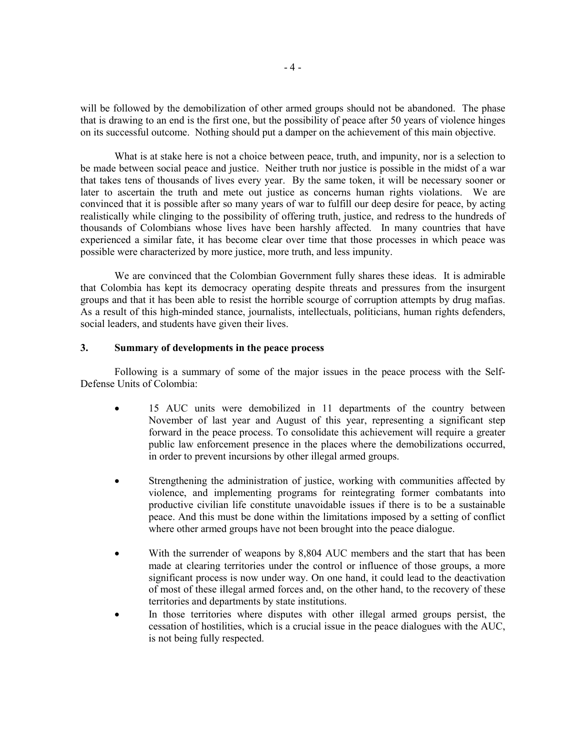will be followed by the demobilization of other armed groups should not be abandoned. The phase that is drawing to an end is the first one, but the possibility of peace after 50 years of violence hinges on its successful outcome. Nothing should put a damper on the achievement of this main objective.

What is at stake here is not a choice between peace, truth, and impunity, nor is a selection to be made between social peace and justice. Neither truth nor justice is possible in the midst of a war that takes tens of thousands of lives every year. By the same token, it will be necessary sooner or later to ascertain the truth and mete out justice as concerns human rights violations. We are convinced that it is possible after so many years of war to fulfill our deep desire for peace, by acting realistically while clinging to the possibility of offering truth, justice, and redress to the hundreds of thousands of Colombians whose lives have been harshly affected. In many countries that have experienced a similar fate, it has become clear over time that those processes in which peace was possible were characterized by more justice, more truth, and less impunity.

We are convinced that the Colombian Government fully shares these ideas. It is admirable that Colombia has kept its democracy operating despite threats and pressures from the insurgent groups and that it has been able to resist the horrible scourge of corruption attempts by drug mafias. As a result of this high-minded stance, journalists, intellectuals, politicians, human rights defenders, social leaders, and students have given their lives.

## 3. Summary of developments in the peace process

Following is a summary of some of the major issues in the peace process with the Self-Defense Units of Colombia:

- 15 AUC units were demobilized in 11 departments of the country between November of last year and August of this year, representing a significant step forward in the peace process. To consolidate this achievement will require a greater public law enforcement presence in the places where the demobilizations occurred, in order to prevent incursions by other illegal armed groups.
- Strengthening the administration of justice, working with communities affected by violence, and implementing programs for reintegrating former combatants into productive civilian life constitute unavoidable issues if there is to be a sustainable peace. And this must be done within the limitations imposed by a setting of conflict where other armed groups have not been brought into the peace dialogue.
- With the surrender of weapons by 8,804 AUC members and the start that has been made at clearing territories under the control or influence of those groups, a more significant process is now under way. On one hand, it could lead to the deactivation of most of these illegal armed forces and, on the other hand, to the recovery of these territories and departments by state institutions.
- In those territories where disputes with other illegal armed groups persist, the cessation of hostilities, which is a crucial issue in the peace dialogues with the AUC, is not being fully respected.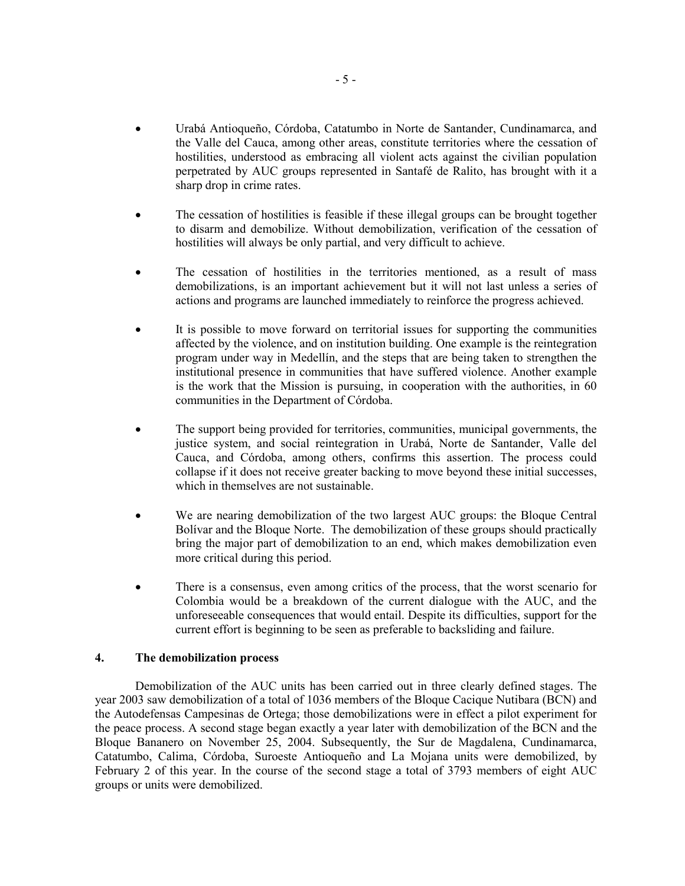- Urabá Antioqueño, Córdoba, Catatumbo in Norte de Santander, Cundinamarca, and the Valle del Cauca, among other areas, constitute territories where the cessation of hostilities, understood as embracing all violent acts against the civilian population perpetrated by AUC groups represented in Santafé de Ralito, has brought with it a sharp drop in crime rates.

- The cessation of hostilities is feasible if these illegal groups can be brought together to disarm and demobilize. Without demobilization, verification of the cessation of hostilities will always be only partial, and very difficult to achieve.

- The cessation of hostilities in the territories mentioned, as a result of mass demobilizations, is an important achievement but it will not last unless a series of actions and programs are launched immediately to reinforce the progress achieved.

- It is possible to move forward on territorial issues for supporting the communities affected by the violence, and on institution building. One example is the reintegration program under way in Medellín, and the steps that are being taken to strengthen the institutional presence in communities that have suffered violence. Another example is the work that the Mission is pursuing, in cooperation with the authorities, in 60 communities in the Department of Córdoba.

- The support being provided for territories, communities, municipal governments, the justice system, and social reintegration in Urabá, Norte de Santander, Valle del Cauca, and Córdoba, among others, confirms this assertion. The process could collapse if it does not receive greater backing to move beyond these initial successes, which in themselves are not sustainable.

- We are nearing demobilization of the two largest AUC groups: the Bloque Central Bolívar and the Bloque Norte. The demobilization of these groups should practically bring the major part of demobilization to an end, which makes demobilization even more critical during this period.

- There is a consensus, even among critics of the process, that the worst scenario for Colombia would be a breakdown of the current dialogue with the AUC, and the unforeseeable consequences that would entail. Despite its difficulties, support for the current effort is beginning to be seen as preferable to backsliding and failure.

## 4. The demobilization process

Demobilization of the AUC units has been carried out in three clearly defined stages. The year 2003 saw demobilization of a total of 1036 members of the Bloque Cacique Nutibara (BCN) and the Autodefensas Campesinas de Ortega; those demobilizations were in effect a pilot experiment for the peace process. A second stage began exactly a year later with demobilization of the BCN and the Bloque Bananero on November 25, 2004. Subsequently, the Sur de Magdalena, Cundinamarca, Catatumbo, Calima, Córdoba, Suroeste Antioqueño and La Mojana units were demobilized, by February 2 of this year. In the course of the second stage a total of 3793 members of eight AUC groups or units were demobilized.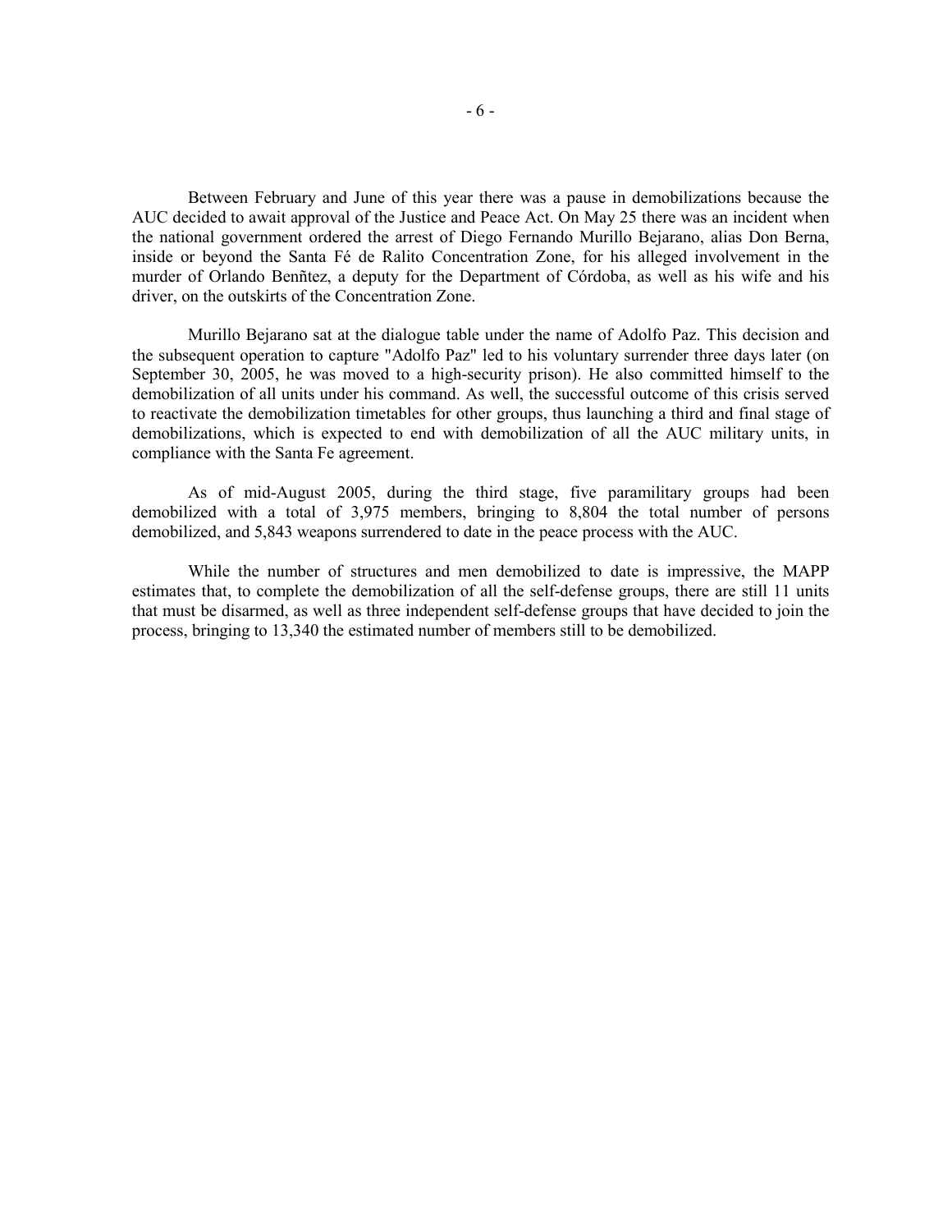Between February and June of this year there was a pause in demobilizations because the AUC decided to await approval of the Justice and Peace Act. On May 25 there was an incident when the national government ordered the arrest of Diego Fernando Murillo Bejarano, alias Don Berna, inside or beyond the Santa Fé de Ralito Concentration Zone, for his alleged involvement in the murder of Orlando Benñtez, a deputy for the Department of Córdoba, as well as his wife and his driver, on the outskirts of the Concentration Zone.

Murillo Bejarano sat at the dialogue table under the name of Adolfo Paz. This decision and the subsequent operation to capture "Adolfo Paz" led to his voluntary surrender three days later (on September 30, 2005, he was moved to a high-security prison). He also committed himself to the demobilization of all units under his command. As well, the successful outcome of this crisis served to reactivate the demobilization timetables for other groups, thus launching a third and final stage of demobilizations, which is expected to end with demobilization of all the AUC military units, in compliance with the Santa Fe agreement.

As of mid-August 2005, during the third stage, five paramilitary groups had been demobilized with a total of 3,975 members, bringing to 8,804 the total number of persons demobilized, and 5,843 weapons surrendered to date in the peace process with the AUC.

While the number of structures and men demobilized to date is impressive, the MAPP estimates that, to complete the demobilization of all the self-defense groups, there are still 11 units that must be disarmed, as well as three independent self-defense groups that have decided to join the process, bringing to 13,340 the estimated number of members still to be demobilized.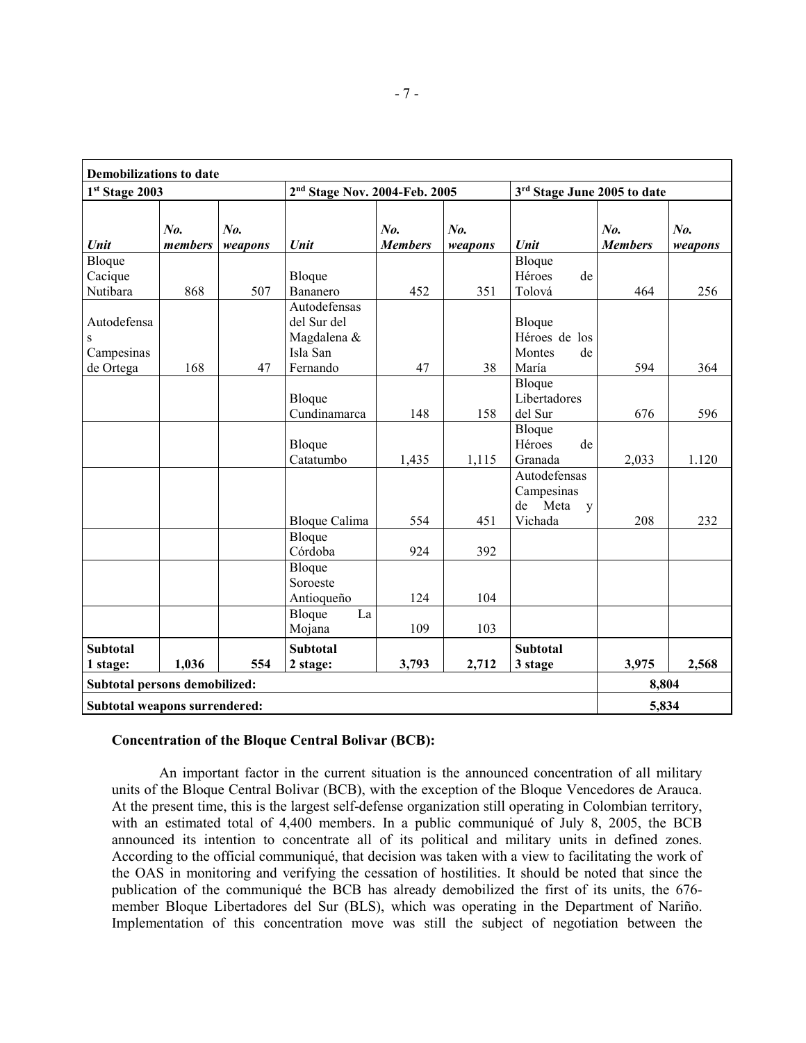| **Demobilizations to date** | | | | | | | | |
|---|---|---|---|---|---|---|---|---|
| **1st Stage 2003** | | | **2nd Stage Nov. 2004-Feb. 2005** | | | **3rd Stage June 2005 to date** | | |
| ***Unit*** | ***No. members*** | ***No. weapons*** | ***Unit*** | ***No. Members*** | ***No. weapons*** | ***Unit*** | ***No. Members*** | ***No. weapons*** |
| Bloque Cacique Nutibara | 868 | 507 | Bloque Bananero | 452 | 351 | Bloque Héroes de Tolová | 464 | 256 |
| Autodefensas Campesinas de Ortega | 168 | 47 | Autodefensas del Sur del Magdalena & Isla San Fernando | 47 | 38 | Bloque Héroes de los Montes de María | 594 | 364 |
| | | | Bloque Cundinamarca | 148 | 158 | Bloque Libertadores del Sur | 676 | 596 |
| | | | Bloque Catatumbo | 1,435 | 1,115 | Bloque Héroes de Granada | 2,033 | 1.120 |
| | | | Bloque Calima | 554 | 451 | Autodefensas Campesinas de Meta y Vichada | 208 | 232 |
| | | | Bloque Córdoba | 924 | 392 | | | |
| | | | Bloque Soroeste Antioqueño | 124 | 104 | | | |
| | | | Bloque La Mojana | 109 | 103 | | | |
| **Subtotal 1 stage:** | **1,036** | **554** | **Subtotal 2 stage:** | **3,793** | **2,712** | **Subtotal 3 stage** | **3,975** | **2,568** |
| **Subtotal persons demobilized:** | | | | | | | **8,804** | |
| **Subtotal weapons surrendered:** | | | | | | | **5,834** | |

**Concentration of the Bloque Central Bolivar (BCB):**

An important factor in the current situation is the announced concentration of all military units of the Bloque Central Bolivar (BCB), with the exception of the Bloque Vencedores de Arauca. At the present time, this is the largest self-defense organization still operating in Colombian territory, with an estimated total of 4,400 members. In a public communiqué of July 8, 2005, the BCB announced its intention to concentrate all of its political and military units in defined zones. According to the official communiqué, that decision was taken with a view to facilitating the work of the OAS in monitoring and verifying the cessation of hostilities. It should be noted that since the publication of the communiqué the BCB has already demobilized the first of its units, the 676-member Bloque Libertadores del Sur (BLS), which was operating in the Department of Nariño. Implementation of this concentration move was still the subject of negotiation between the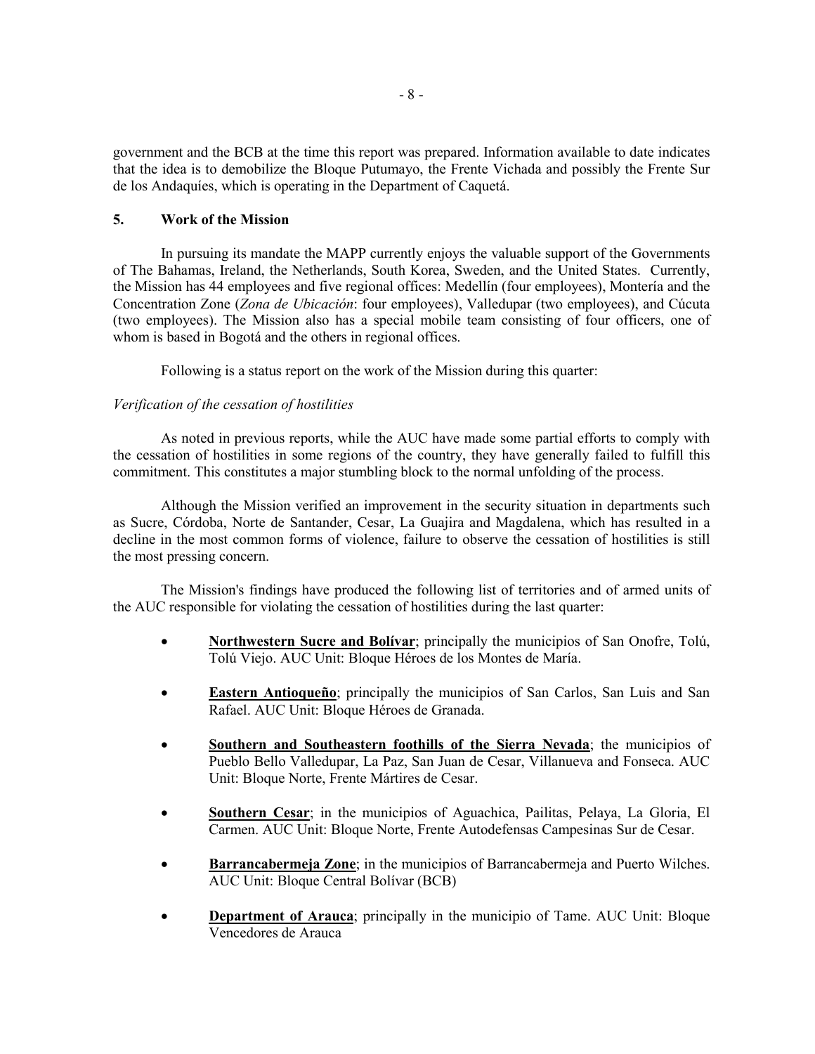government and the BCB at the time this report was prepared. Information available to date indicates that the idea is to demobilize the Bloque Putumayo, the Frente Vichada and possibly the Frente Sur de los Andaquíes, which is operating in the Department of Caquetá.

## 5. Work of the Mission

In pursuing its mandate the MAPP currently enjoys the valuable support of the Governments of The Bahamas, Ireland, the Netherlands, South Korea, Sweden, and the United States. Currently, the Mission has 44 employees and five regional offices: Medellín (four employees), Montería and the Concentration Zone (*Zona de Ubicación*: four employees), Valledupar (two employees), and Cúcuta (two employees). The Mission also has a special mobile team consisting of four officers, one of whom is based in Bogotá and the others in regional offices.

Following is a status report on the work of the Mission during this quarter:

*Verification of the cessation of hostilities*

As noted in previous reports, while the AUC have made some partial efforts to comply with the cessation of hostilities in some regions of the country, they have generally failed to fulfill this commitment. This constitutes a major stumbling block to the normal unfolding of the process.

Although the Mission verified an improvement in the security situation in departments such as Sucre, Córdoba, Norte de Santander, Cesar, La Guajira and Magdalena, which has resulted in a decline in the most common forms of violence, failure to observe the cessation of hostilities is still the most pressing concern.

The Mission's findings have produced the following list of territories and of armed units of the AUC responsible for violating the cessation of hostilities during the last quarter:

- **Northwestern Sucre and Bolívar**; principally the municipios of San Onofre, Tolú, Tolú Viejo. AUC Unit: Bloque Héroes de los Montes de María.
- **Eastern Antioqueño**; principally the municipios of San Carlos, San Luis and San Rafael. AUC Unit: Bloque Héroes de Granada.
- **Southern and Southeastern foothills of the Sierra Nevada**; the municipios of Pueblo Bello Valledupar, La Paz, San Juan de Cesar, Villanueva and Fonseca. AUC Unit: Bloque Norte, Frente Mártires de Cesar.
- **Southern Cesar**; in the municipios of Aguachica, Pailitas, Pelaya, La Gloria, El Carmen. AUC Unit: Bloque Norte, Frente Autodefensas Campesinas Sur de Cesar.
- **Barrancabermeja Zone**; in the municipios of Barrancabermeja and Puerto Wilches. AUC Unit: Bloque Central Bolívar (BCB)
- **Department of Arauca**; principally in the municipio of Tame. AUC Unit: Bloque Vencedores de Arauca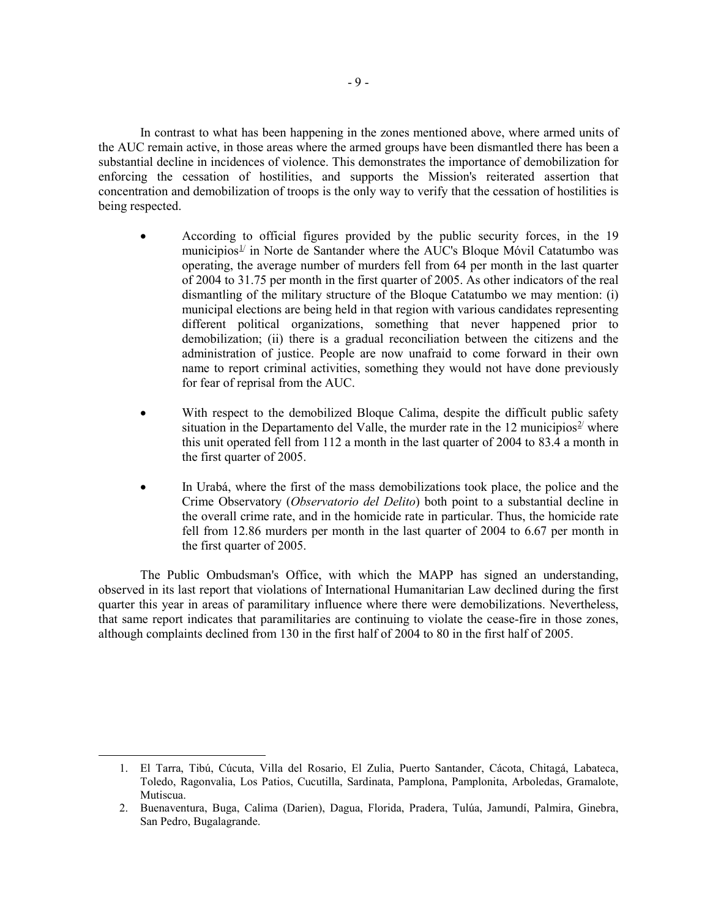In contrast to what has been happening in the zones mentioned above, where armed units of the AUC remain active, in those areas where the armed groups have been dismantled there has been a substantial decline in incidences of violence. This demonstrates the importance of demobilization for enforcing the cessation of hostilities, and supports the Mission's reiterated assertion that concentration and demobilization of troops is the only way to verify that the cessation of hostilities is being respected.

- According to official figures provided by the public security forces, in the 19 municipios[1/] in Norte de Santander where the AUC's Bloque Móvil Catatumbo was operating, the average number of murders fell from 64 per month in the last quarter of 2004 to 31.75 per month in the first quarter of 2005. As other indicators of the real dismantling of the military structure of the Bloque Catatumbo we may mention: (i) municipal elections are being held in that region with various candidates representing different political organizations, something that never happened prior to demobilization; (ii) there is a gradual reconciliation between the citizens and the administration of justice. People are now unafraid to come forward in their own name to report criminal activities, something they would not have done previously for fear of reprisal from the AUC.

- With respect to the demobilized Bloque Calima, despite the difficult public safety situation in the Departamento del Valle, the murder rate in the 12 municipios[2/] where this unit operated fell from 112 a month in the last quarter of 2004 to 83.4 a month in the first quarter of 2005.

- In Urabá, where the first of the mass demobilizations took place, the police and the Crime Observatory (*Observatorio del Delito*) both point to a substantial decline in the overall crime rate, and in the homicide rate in particular. Thus, the homicide rate fell from 12.86 murders per month in the last quarter of 2004 to 6.67 per month in the first quarter of 2005.

The Public Ombudsman's Office, with which the MAPP has signed an understanding, observed in its last report that violations of International Humanitarian Law declined during the first quarter this year in areas of paramilitary influence where there were demobilizations. Nevertheless, that same report indicates that paramilitaries are continuing to violate the cease-fire in those zones, although complaints declined from 130 in the first half of 2004 to 80 in the first half of 2005.

---

1. El Tarra, Tibú, Cúcuta, Villa del Rosario, El Zulia, Puerto Santander, Cácota, Chitagá, Labateca, Toledo, Ragonvalia, Los Patios, Cucutilla, Sardinata, Pamplona, Pamplonita, Arboledas, Gramalote, Mutiscua.
2. Buenaventura, Buga, Calima (Darien), Dagua, Florida, Pradera, Tulúa, Jamundí, Palmira, Ginebra, San Pedro, Bugalagrande.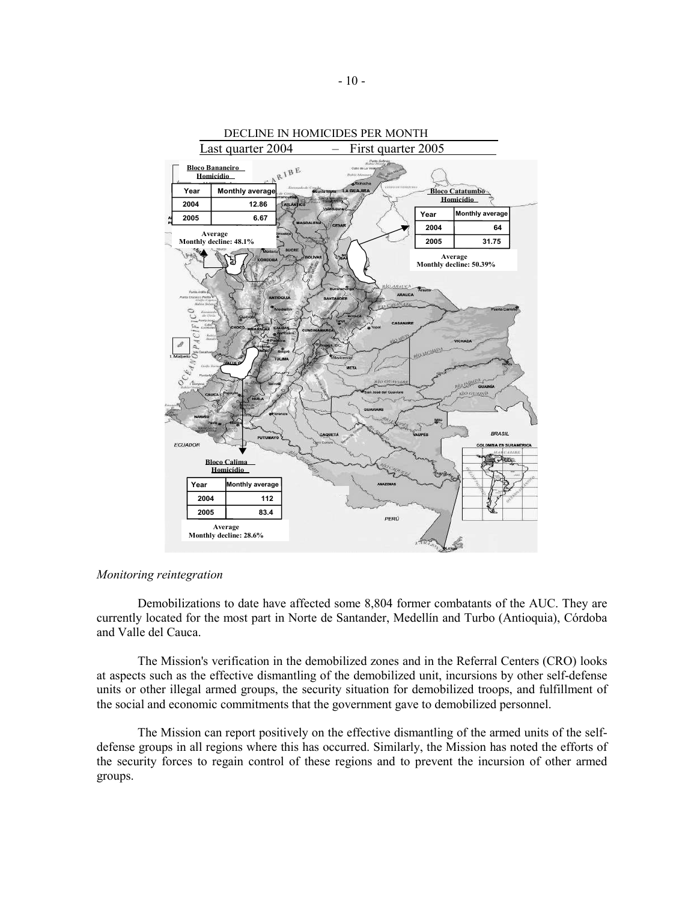DECLINE IN HOMICIDES PER MONTH

Last quarter 2004 – First quarter 2005

**Bloco Bananeiro**
**Homicídio**

| Year | Monthly average |
|---|---|
| 2004 | 12.86 |
| 2005 | 6.67 |

Average Monthly decline: 48.1%

**Bloco Catatumbo**
**Homicídio**

| Year | Monthly average |
|---|---|
| 2004 | 64 |
| 2005 | 31.75 |

Average Monthly decline: 50.39%

**Bloco Calima**
**Homicídio**

| Year | Monthly average |
|---|---|
| 2004 | 112 |
| 2005 | 83.4 |

Average Monthly decline: 28.6%

*Monitoring reintegration*

Demobilizations to date have affected some 8,804 former combatants of the AUC. They are currently located for the most part in Norte de Santander, Medellín and Turbo (Antioquia), Córdoba and Valle del Cauca.

The Mission's verification in the demobilized zones and in the Referral Centers (CRO) looks at aspects such as the effective dismantling of the demobilized unit, incursions by other self-defense units or other illegal armed groups, the security situation for demobilized troops, and fulfillment of the social and economic commitments that the government gave to demobilized personnel.

The Mission can report positively on the effective dismantling of the armed units of the self-defense groups in all regions where this has occurred. Similarly, the Mission has noted the efforts of the security forces to regain control of these regions and to prevent the incursion of other armed groups.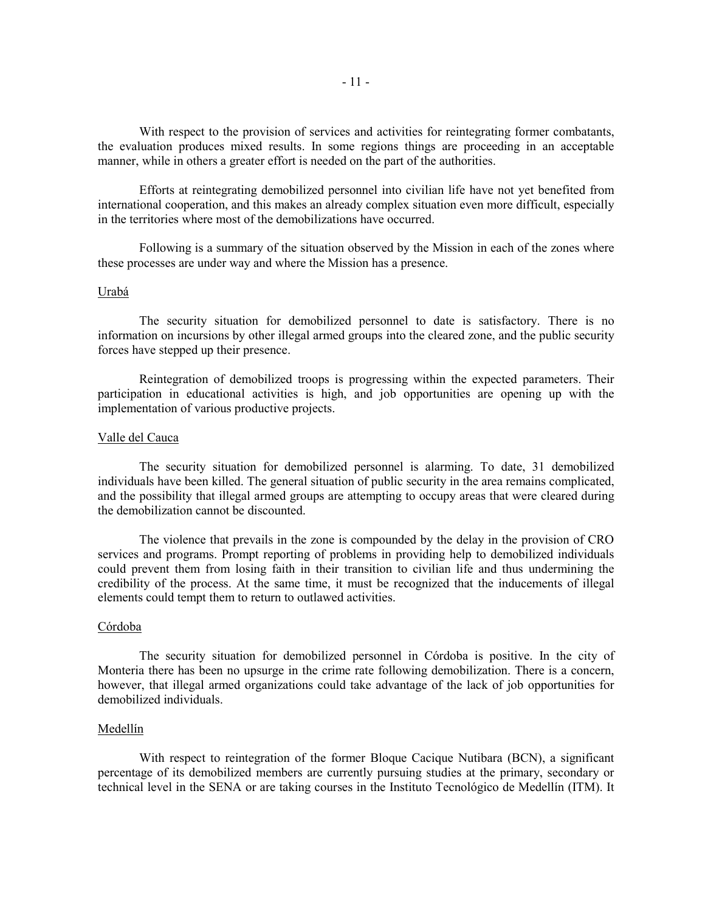With respect to the provision of services and activities for reintegrating former combatants, the evaluation produces mixed results. In some regions things are proceeding in an acceptable manner, while in others a greater effort is needed on the part of the authorities.

Efforts at reintegrating demobilized personnel into civilian life have not yet benefited from international cooperation, and this makes an already complex situation even more difficult, especially in the territories where most of the demobilizations have occurred.

Following is a summary of the situation observed by the Mission in each of the zones where these processes are under way and where the Mission has a presence.

Urabá

The security situation for demobilized personnel to date is satisfactory. There is no information on incursions by other illegal armed groups into the cleared zone, and the public security forces have stepped up their presence.

Reintegration of demobilized troops is progressing within the expected parameters. Their participation in educational activities is high, and job opportunities are opening up with the implementation of various productive projects.

Valle del Cauca

The security situation for demobilized personnel is alarming. To date, 31 demobilized individuals have been killed. The general situation of public security in the area remains complicated, and the possibility that illegal armed groups are attempting to occupy areas that were cleared during the demobilization cannot be discounted.

The violence that prevails in the zone is compounded by the delay in the provision of CRO services and programs. Prompt reporting of problems in providing help to demobilized individuals could prevent them from losing faith in their transition to civilian life and thus undermining the credibility of the process. At the same time, it must be recognized that the inducements of illegal elements could tempt them to return to outlawed activities.

Córdoba

The security situation for demobilized personnel in Córdoba is positive. In the city of Monteria there has been no upsurge in the crime rate following demobilization. There is a concern, however, that illegal armed organizations could take advantage of the lack of job opportunities for demobilized individuals.

Medellín

With respect to reintegration of the former Bloque Cacique Nutibara (BCN), a significant percentage of its demobilized members are currently pursuing studies at the primary, secondary or technical level in the SENA or are taking courses in the Instituto Tecnológico de Medellín (ITM). It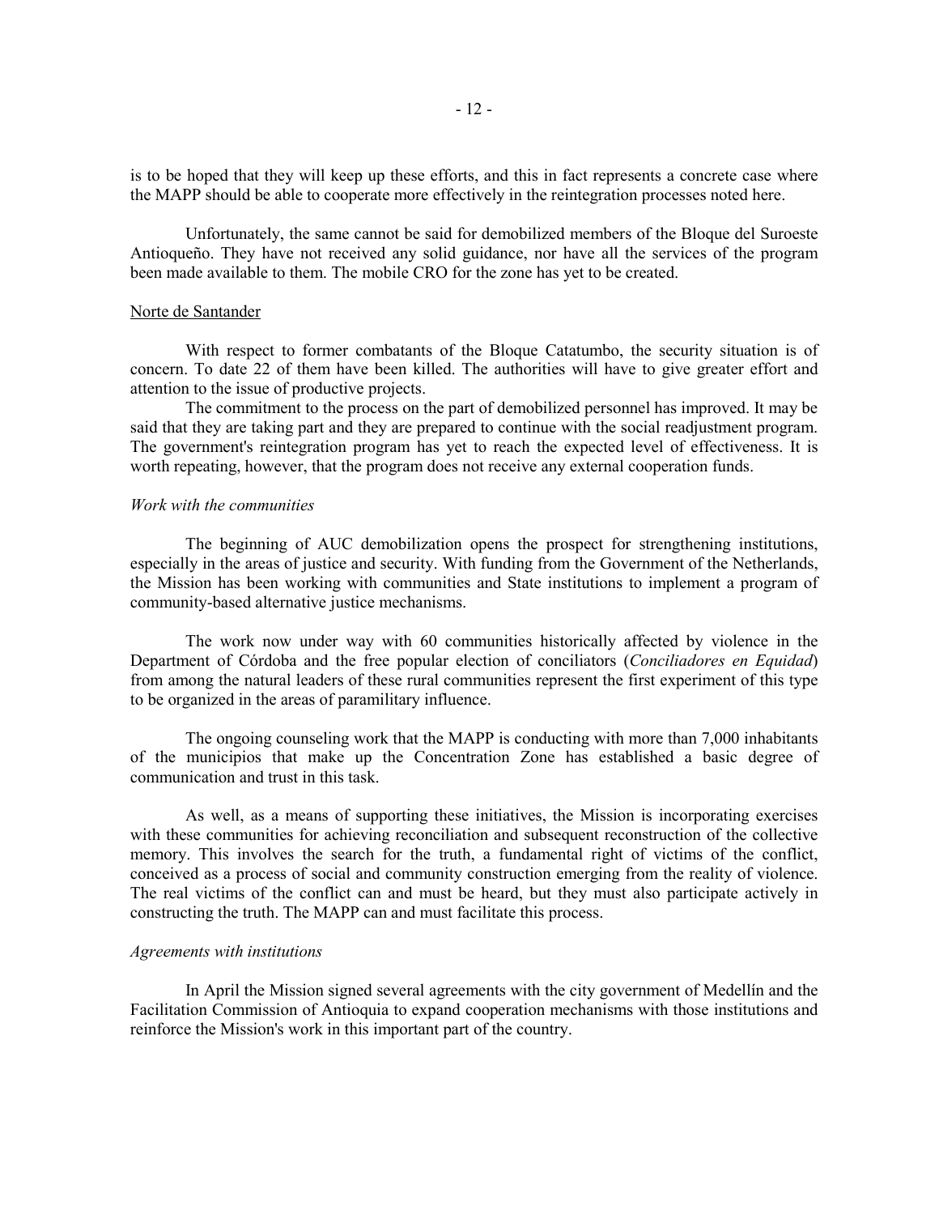is to be hoped that they will keep up these efforts, and this in fact represents a concrete case where the MAPP should be able to cooperate more effectively in the reintegration processes noted here.

Unfortunately, the same cannot be said for demobilized members of the Bloque del Suroeste Antioqueño. They have not received any solid guidance, nor have all the services of the program been made available to them. The mobile CRO for the zone has yet to be created.

Norte de Santander

With respect to former combatants of the Bloque Catatumbo, the security situation is of concern. To date 22 of them have been killed. The authorities will have to give greater effort and attention to the issue of productive projects.

The commitment to the process on the part of demobilized personnel has improved. It may be said that they are taking part and they are prepared to continue with the social readjustment program. The government's reintegration program has yet to reach the expected level of effectiveness. It is worth repeating, however, that the program does not receive any external cooperation funds.

*Work with the communities*

The beginning of AUC demobilization opens the prospect for strengthening institutions, especially in the areas of justice and security. With funding from the Government of the Netherlands, the Mission has been working with communities and State institutions to implement a program of community-based alternative justice mechanisms.

The work now under way with 60 communities historically affected by violence in the Department of Córdoba and the free popular election of conciliators (*Conciliadores en Equidad*) from among the natural leaders of these rural communities represent the first experiment of this type to be organized in the areas of paramilitary influence.

The ongoing counseling work that the MAPP is conducting with more than 7,000 inhabitants of the municipios that make up the Concentration Zone has established a basic degree of communication and trust in this task.

As well, as a means of supporting these initiatives, the Mission is incorporating exercises with these communities for achieving reconciliation and subsequent reconstruction of the collective memory. This involves the search for the truth, a fundamental right of victims of the conflict, conceived as a process of social and community construction emerging from the reality of violence. The real victims of the conflict can and must be heard, but they must also participate actively in constructing the truth. The MAPP can and must facilitate this process.

*Agreements with institutions*

In April the Mission signed several agreements with the city government of Medellín and the Facilitation Commission of Antioquia to expand cooperation mechanisms with those institutions and reinforce the Mission's work in this important part of the country.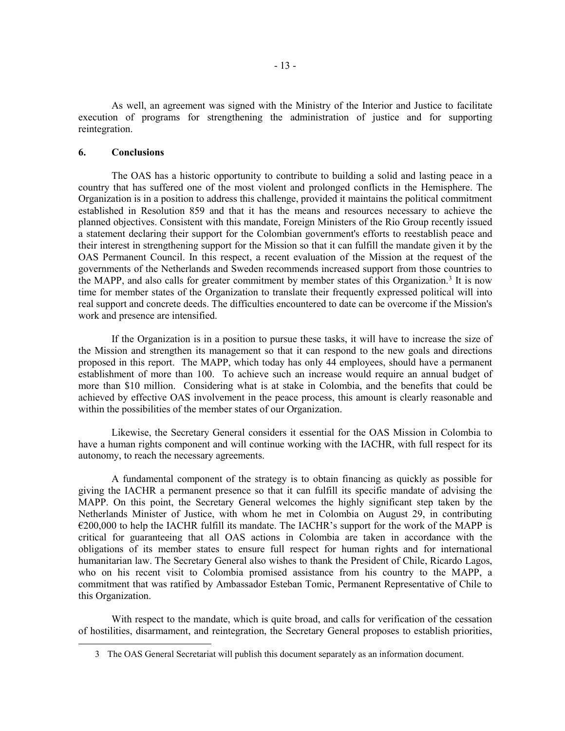As well, an agreement was signed with the Ministry of the Interior and Justice to facilitate execution of programs for strengthening the administration of justice and for supporting reintegration.

## 6. Conclusions

The OAS has a historic opportunity to contribute to building a solid and lasting peace in a country that has suffered one of the most violent and prolonged conflicts in the Hemisphere. The Organization is in a position to address this challenge, provided it maintains the political commitment established in Resolution 859 and that it has the means and resources necessary to achieve the planned objectives. Consistent with this mandate, Foreign Ministers of the Rio Group recently issued a statement declaring their support for the Colombian government's efforts to reestablish peace and their interest in strengthening support for the Mission so that it can fulfill the mandate given it by the OAS Permanent Council. In this respect, a recent evaluation of the Mission at the request of the governments of the Netherlands and Sweden recommends increased support from those countries to the MAPP, and also calls for greater commitment by member states of this Organization.[3] It is now time for member states of the Organization to translate their frequently expressed political will into real support and concrete deeds. The difficulties encountered to date can be overcome if the Mission's work and presence are intensified.

If the Organization is in a position to pursue these tasks, it will have to increase the size of the Mission and strengthen its management so that it can respond to the new goals and directions proposed in this report. The MAPP, which today has only 44 employees, should have a permanent establishment of more than 100. To achieve such an increase would require an annual budget of more than $10 million. Considering what is at stake in Colombia, and the benefits that could be achieved by effective OAS involvement in the peace process, this amount is clearly reasonable and within the possibilities of the member states of our Organization.

Likewise, the Secretary General considers it essential for the OAS Mission in Colombia to have a human rights component and will continue working with the IACHR, with full respect for its autonomy, to reach the necessary agreements.

A fundamental component of the strategy is to obtain financing as quickly as possible for giving the IACHR a permanent presence so that it can fulfill its specific mandate of advising the MAPP. On this point, the Secretary General welcomes the highly significant step taken by the Netherlands Minister of Justice, with whom he met in Colombia on August 29, in contributing €200,000 to help the IACHR fulfill its mandate. The IACHR's support for the work of the MAPP is critical for guaranteeing that all OAS actions in Colombia are taken in accordance with the obligations of its member states to ensure full respect for human rights and for international humanitarian law. The Secretary General also wishes to thank the President of Chile, Ricardo Lagos, who on his recent visit to Colombia promised assistance from his country to the MAPP, a commitment that was ratified by Ambassador Esteban Tomic, Permanent Representative of Chile to this Organization.

With respect to the mandate, which is quite broad, and calls for verification of the cessation of hostilities, disarmament, and reintegration, the Secretary General proposes to establish priorities,

---

3 The OAS General Secretariat will publish this document separately as an information document.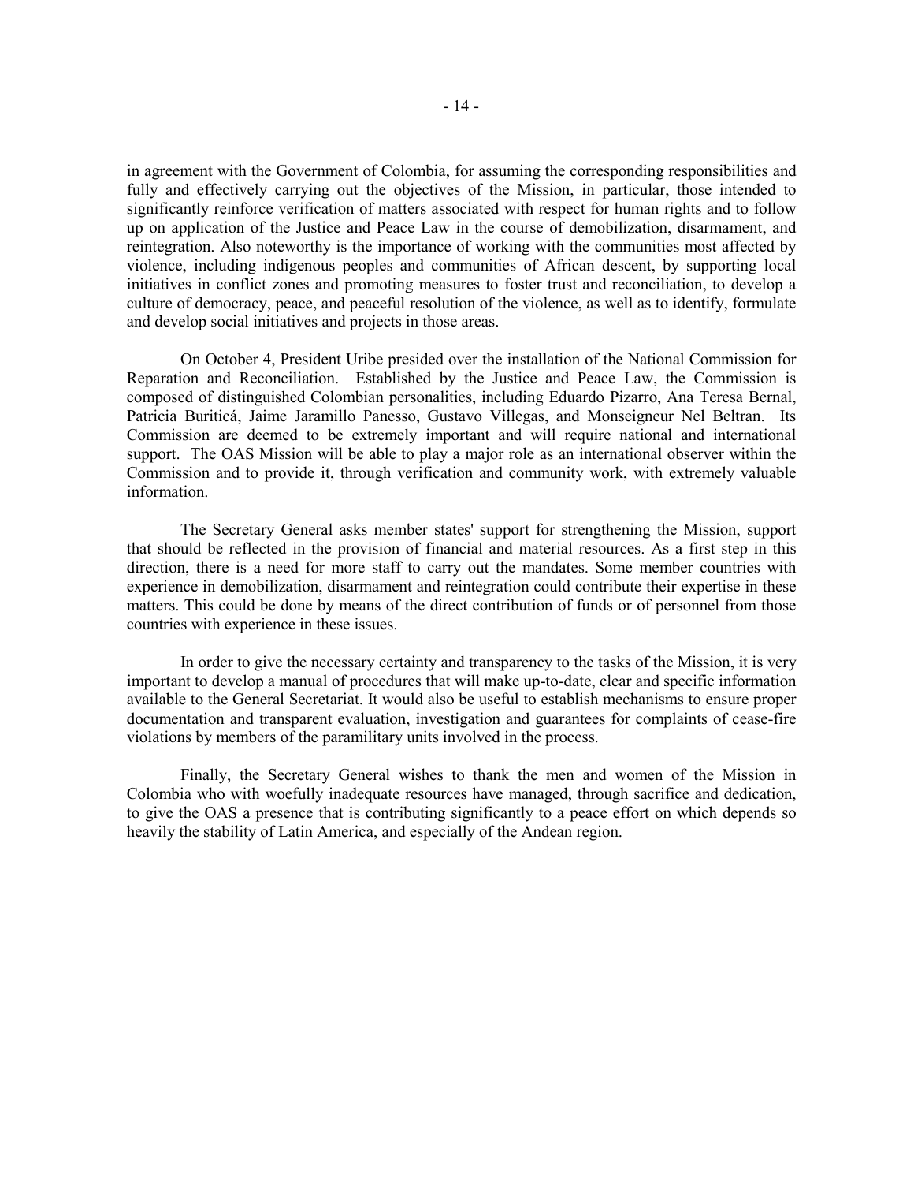in agreement with the Government of Colombia, for assuming the corresponding responsibilities and fully and effectively carrying out the objectives of the Mission, in particular, those intended to significantly reinforce verification of matters associated with respect for human rights and to follow up on application of the Justice and Peace Law in the course of demobilization, disarmament, and reintegration. Also noteworthy is the importance of working with the communities most affected by violence, including indigenous peoples and communities of African descent, by supporting local initiatives in conflict zones and promoting measures to foster trust and reconciliation, to develop a culture of democracy, peace, and peaceful resolution of the violence, as well as to identify, formulate and develop social initiatives and projects in those areas.

On October 4, President Uribe presided over the installation of the National Commission for Reparation and Reconciliation. Established by the Justice and Peace Law, the Commission is composed of distinguished Colombian personalities, including Eduardo Pizarro, Ana Teresa Bernal, Patricia Buriticá, Jaime Jaramillo Panesso, Gustavo Villegas, and Monseigneur Nel Beltran. Its Commission are deemed to be extremely important and will require national and international support. The OAS Mission will be able to play a major role as an international observer within the Commission and to provide it, through verification and community work, with extremely valuable information.

The Secretary General asks member states' support for strengthening the Mission, support that should be reflected in the provision of financial and material resources. As a first step in this direction, there is a need for more staff to carry out the mandates. Some member countries with experience in demobilization, disarmament and reintegration could contribute their expertise in these matters. This could be done by means of the direct contribution of funds or of personnel from those countries with experience in these issues.

In order to give the necessary certainty and transparency to the tasks of the Mission, it is very important to develop a manual of procedures that will make up-to-date, clear and specific information available to the General Secretariat. It would also be useful to establish mechanisms to ensure proper documentation and transparent evaluation, investigation and guarantees for complaints of cease-fire violations by members of the paramilitary units involved in the process.

Finally, the Secretary General wishes to thank the men and women of the Mission in Colombia who with woefully inadequate resources have managed, through sacrifice and dedication, to give the OAS a presence that is contributing significantly to a peace effort on which depends so heavily the stability of Latin America, and especially of the Andean region.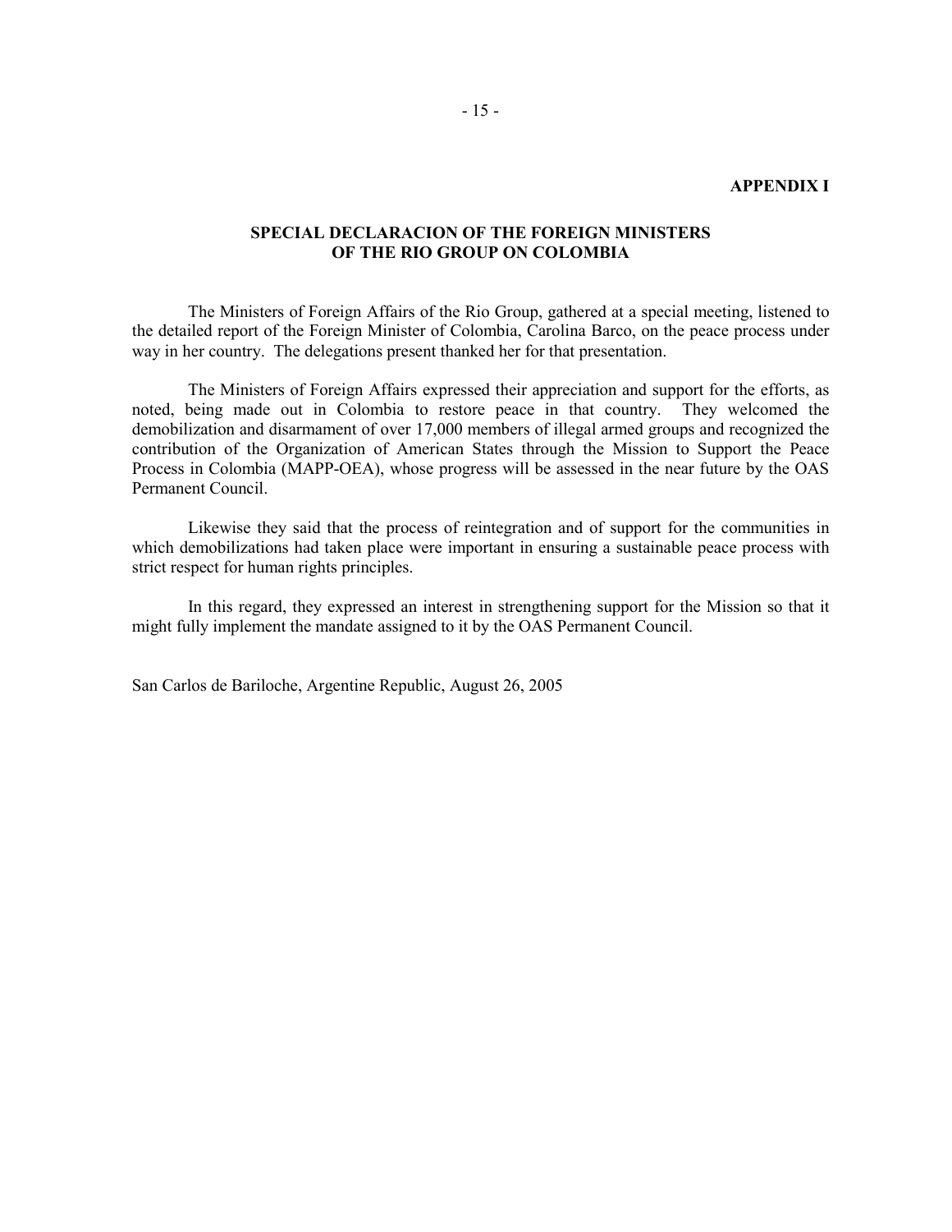**APPENDIX I**

## SPECIAL DECLARACION OF THE FOREIGN MINISTERS OF THE RIO GROUP ON COLOMBIA

The Ministers of Foreign Affairs of the Rio Group, gathered at a special meeting, listened to the detailed report of the Foreign Minister of Colombia, Carolina Barco, on the peace process under way in her country. The delegations present thanked her for that presentation.

The Ministers of Foreign Affairs expressed their appreciation and support for the efforts, as noted, being made out in Colombia to restore peace in that country. They welcomed the demobilization and disarmament of over 17,000 members of illegal armed groups and recognized the contribution of the Organization of American States through the Mission to Support the Peace Process in Colombia (MAPP-OEA), whose progress will be assessed in the near future by the OAS Permanent Council.

Likewise they said that the process of reintegration and of support for the communities in which demobilizations had taken place were important in ensuring a sustainable peace process with strict respect for human rights principles.

In this regard, they expressed an interest in strengthening support for the Mission so that it might fully implement the mandate assigned to it by the OAS Permanent Council.

San Carlos de Bariloche, Argentine Republic, August 26, 2005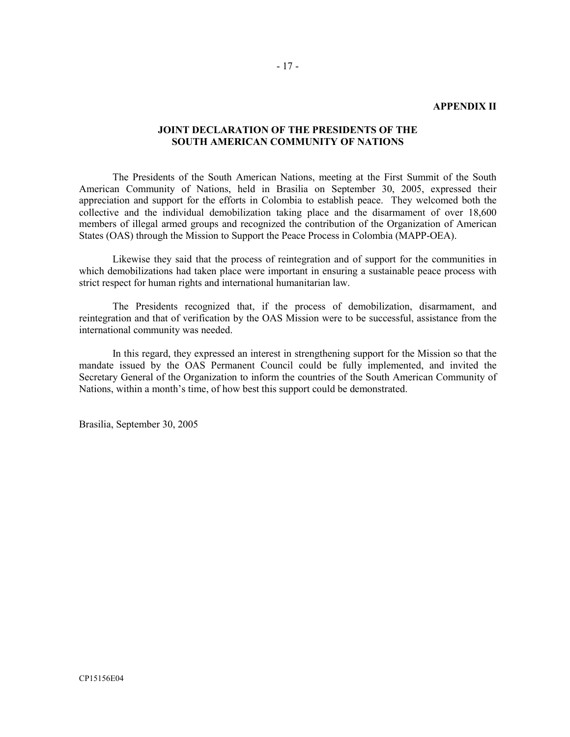**APPENDIX II**

## JOINT DECLARATION OF THE PRESIDENTS OF THE SOUTH AMERICAN COMMUNITY OF NATIONS

The Presidents of the South American Nations, meeting at the First Summit of the South American Community of Nations, held in Brasilia on September 30, 2005, expressed their appreciation and support for the efforts in Colombia to establish peace. They welcomed both the collective and the individual demobilization taking place and the disarmament of over 18,600 members of illegal armed groups and recognized the contribution of the Organization of American States (OAS) through the Mission to Support the Peace Process in Colombia (MAPP-OEA).

Likewise they said that the process of reintegration and of support for the communities in which demobilizations had taken place were important in ensuring a sustainable peace process with strict respect for human rights and international humanitarian law.

The Presidents recognized that, if the process of demobilization, disarmament, and reintegration and that of verification by the OAS Mission were to be successful, assistance from the international community was needed.

In this regard, they expressed an interest in strengthening support for the Mission so that the mandate issued by the OAS Permanent Council could be fully implemented, and invited the Secretary General of the Organization to inform the countries of the South American Community of Nations, within a month's time, of how best this support could be demonstrated.

Brasilia, September 30, 2005

CP15156E04